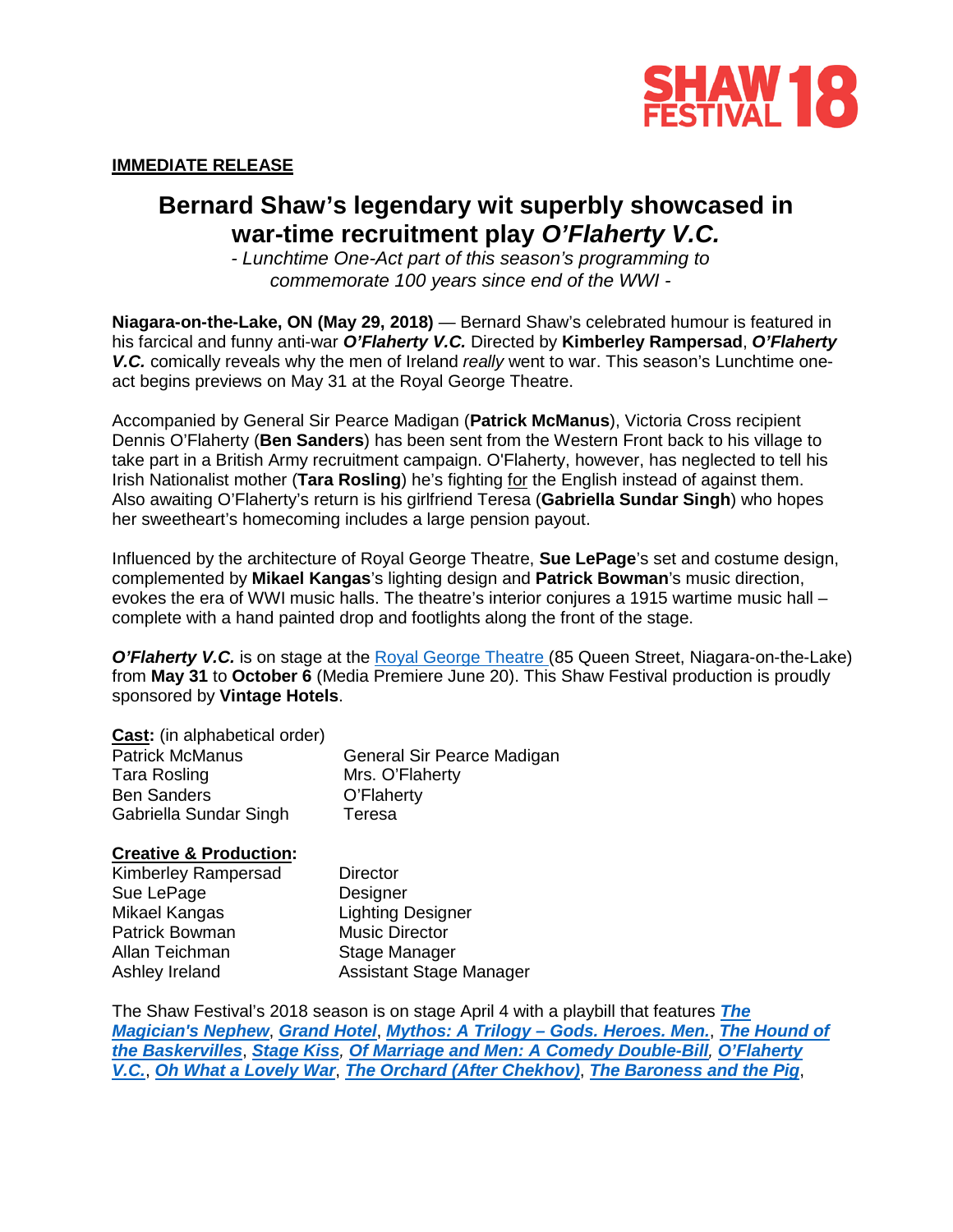SHAW FESTIVAL 18

**IMMEDIATE RELEASE**

# Bernard Shaw's legendary wit superbly showcased in war-time recruitment play *O'Flaherty V.C.*

*- Lunchtime One-Act part of this season's programming to commemorate 100 years since end of the WWI -*

**Niagara-on-the-Lake, ON (May 29, 2018)** — Bernard Shaw's celebrated humour is featured in his farcical and funny anti-war ***O'Flaherty V.C.*** Directed by **Kimberley Rampersad**, ***O'Flaherty V.C.*** comically reveals why the men of Ireland *really* went to war. This season's Lunchtime one-act begins previews on May 31 at the Royal George Theatre.

Accompanied by General Sir Pearce Madigan (**Patrick McManus**), Victoria Cross recipient Dennis O'Flaherty (**Ben Sanders**) has been sent from the Western Front back to his village to take part in a British Army recruitment campaign. O'Flaherty, however, has neglected to tell his Irish Nationalist mother (**Tara Rosling**) he's fighting <u>for</u> the English instead of against them. Also awaiting O'Flaherty's return is his girlfriend Teresa (**Gabriella Sundar Singh**) who hopes her sweetheart's homecoming includes a large pension payout.

Influenced by the architecture of Royal George Theatre, **Sue LePage**'s set and costume design, complemented by **Mikael Kangas**'s lighting design and **Patrick Bowman**'s music direction, evokes the era of WWI music halls. The theatre's interior conjures a 1915 wartime music hall – complete with a hand painted drop and footlights along the front of the stage.

***O'Flaherty V.C.*** is on stage at the Royal George Theatre (85 Queen Street, Niagara-on-the-Lake) from **May 31** to **October 6** (Media Premiere June 20). This Shaw Festival production is proudly sponsored by **Vintage Hotels**.

**Cast:** (in alphabetical order)

| | |
|---|---|
| Patrick McManus | General Sir Pearce Madigan |
| Tara Rosling | Mrs. O'Flaherty |
| Ben Sanders | O'Flaherty |
| Gabriella Sundar Singh | Teresa |

**Creative & Production:**

| | |
|---|---|
| Kimberley Rampersad | Director |
| Sue LePage | Designer |
| Mikael Kangas | Lighting Designer |
| Patrick Bowman | Music Director |
| Allan Teichman | Stage Manager |
| Ashley Ireland | Assistant Stage Manager |

The Shaw Festival's 2018 season is on stage April 4 with a playbill that features ***The Magician's Nephew***, ***Grand Hotel***, ***Mythos: A Trilogy – Gods. Heroes. Men.***, ***The Hound of the Baskervilles***, ***Stage Kiss***, ***Of Marriage and Men: A Comedy Double-Bill***, ***O'Flaherty V.C.***, ***Oh What a Lovely War***, ***The Orchard (After Chekhov)***, ***The Baroness and the Pig***,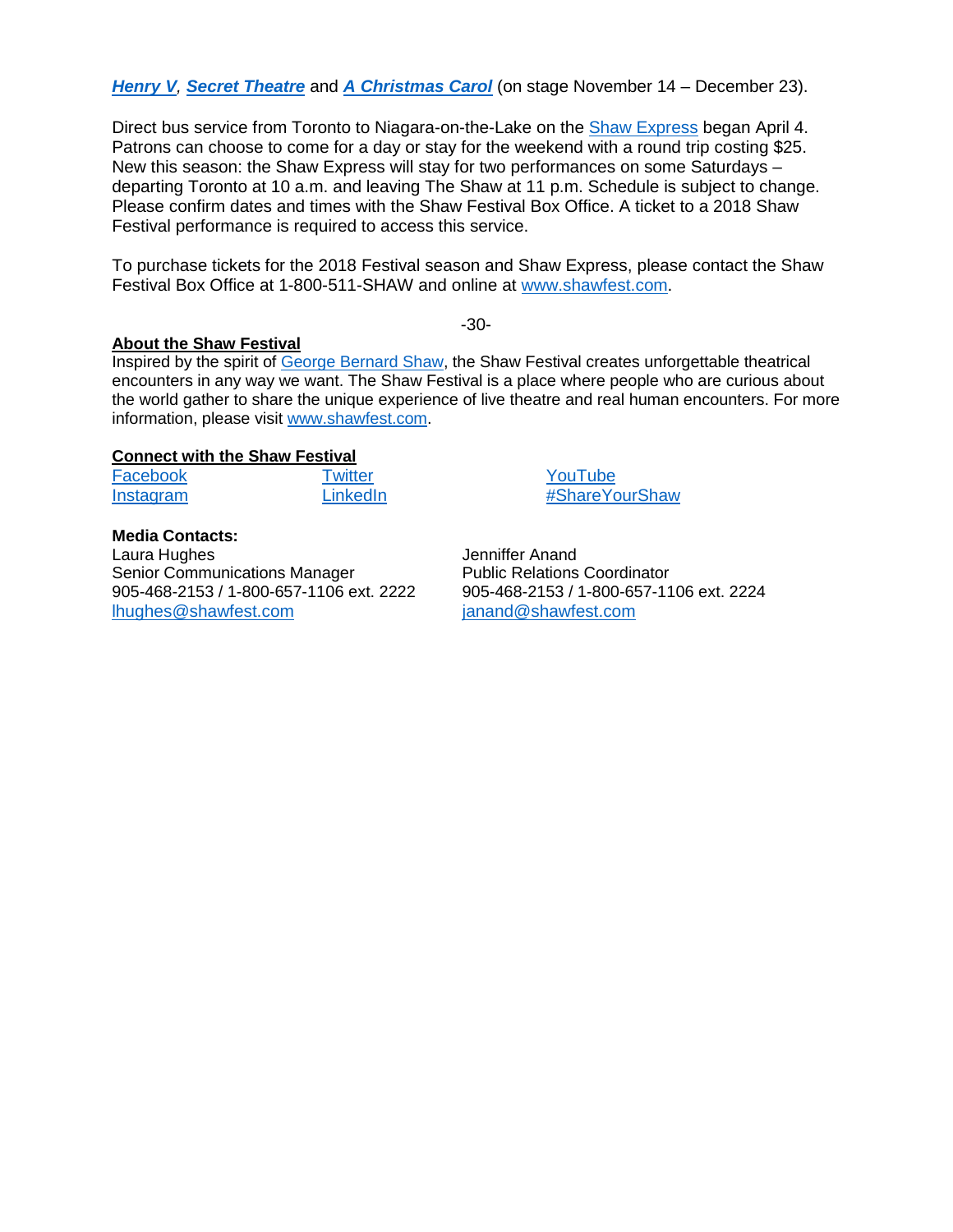***Henry V***, ***Secret Theatre*** and ***A Christmas Carol*** (on stage November 14 – December 23).

Direct bus service from Toronto to Niagara-on-the-Lake on the Shaw Express began April 4. Patrons can choose to come for a day or stay for the weekend with a round trip costing $25. New this season: the Shaw Express will stay for two performances on some Saturdays – departing Toronto at 10 a.m. and leaving The Shaw at 11 p.m. Schedule is subject to change. Please confirm dates and times with the Shaw Festival Box Office. A ticket to a 2018 Shaw Festival performance is required to access this service.

To purchase tickets for the 2018 Festival season and Shaw Express, please contact the Shaw Festival Box Office at 1-800-511-SHAW and online at www.shawfest.com.

-30-

**About the Shaw Festival**

Inspired by the spirit of George Bernard Shaw, the Shaw Festival creates unforgettable theatrical encounters in any way we want. The Shaw Festival is a place where people who are curious about the world gather to share the unique experience of live theatre and real human encounters. For more information, please visit www.shawfest.com.

**Connect with the Shaw Festival**

| | | |
|---|---|---|
| Facebook | Twitter | YouTube |
| Instagram | LinkedIn | #ShareYourShaw |

**Media Contacts:**

Laura Hughes
Senior Communications Manager
905-468-2153 / 1-800-657-1106 ext. 2222
lhughes@shawfest.com

Jenniffer Anand
Public Relations Coordinator
905-468-2153 / 1-800-657-1106 ext. 2224
janand@shawfest.com